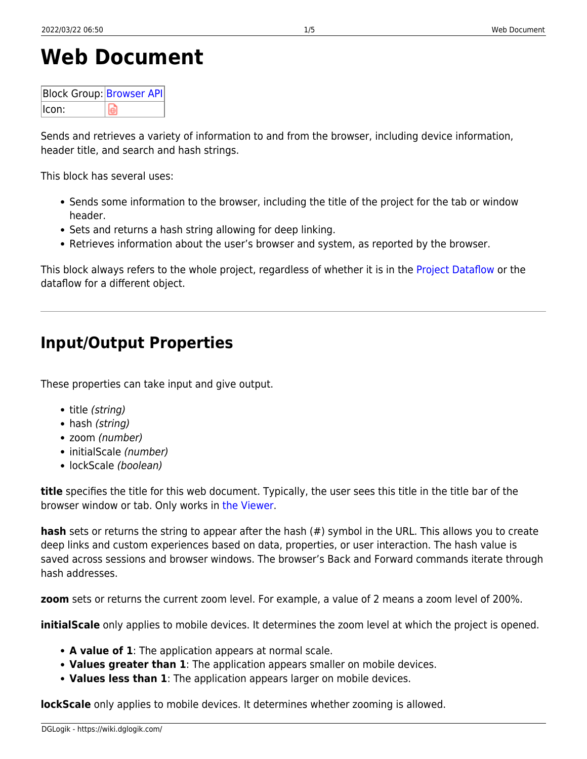# Web Document

| | |
|---|---|
| Block Group: | Browser API |
| Icon: | |

Sends and retrieves a variety of information to and from the browser, including device information, header title, and search and hash strings.

This block has several uses:

- Sends some information to the browser, including the title of the project for the tab or window header.
- Sets and returns a hash string allowing for deep linking.
- Retrieves information about the user's browser and system, as reported by the browser.

This block always refers to the whole project, regardless of whether it is in the Project Dataflow or the dataflow for a different object.

---

## Input/Output Properties

These properties can take input and give output.

- title *(string)*
- hash *(string)*
- zoom *(number)*
- initialScale *(number)*
- lockScale *(boolean)*

**title** specifies the title for this web document. Typically, the user sees this title in the title bar of the browser window or tab. Only works in the Viewer.

**hash** sets or returns the string to appear after the hash (#) symbol in the URL. This allows you to create deep links and custom experiences based on data, properties, or user interaction. The hash value is saved across sessions and browser windows. The browser's Back and Forward commands iterate through hash addresses.

**zoom** sets or returns the current zoom level. For example, a value of 2 means a zoom level of 200%.

**initialScale** only applies to mobile devices. It determines the zoom level at which the project is opened.

- **A value of 1**: The application appears at normal scale.
- **Values greater than 1**: The application appears smaller on mobile devices.
- **Values less than 1**: The application appears larger on mobile devices.

**lockScale** only applies to mobile devices. It determines whether zooming is allowed.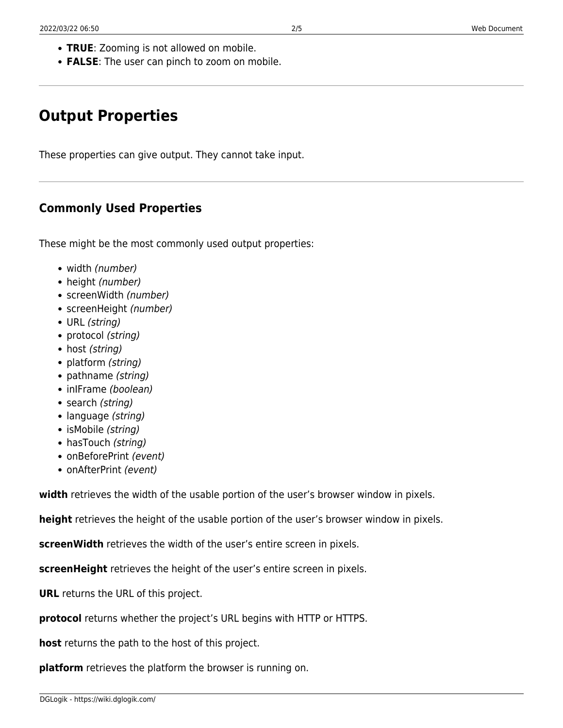- **TRUE**: Zooming is not allowed on mobile.
- **FALSE**: The user can pinch to zoom on mobile.

---

# Output Properties

These properties can give output. They cannot take input.

---

## Commonly Used Properties

These might be the most commonly used output properties:

- width *(number)*
- height *(number)*
- screenWidth *(number)*
- screenHeight *(number)*
- URL *(string)*
- protocol *(string)*
- host *(string)*
- platform *(string)*
- pathname *(string)*
- inIFrame *(boolean)*
- search *(string)*
- language *(string)*
- isMobile *(string)*
- hasTouch *(string)*
- onBeforePrint *(event)*
- onAfterPrint *(event)*

**width** retrieves the width of the usable portion of the user's browser window in pixels.

**height** retrieves the height of the usable portion of the user's browser window in pixels.

**screenWidth** retrieves the width of the user's entire screen in pixels.

**screenHeight** retrieves the height of the user's entire screen in pixels.

**URL** returns the URL of this project.

**protocol** returns whether the project's URL begins with HTTP or HTTPS.

**host** returns the path to the host of this project.

**platform** retrieves the platform the browser is running on.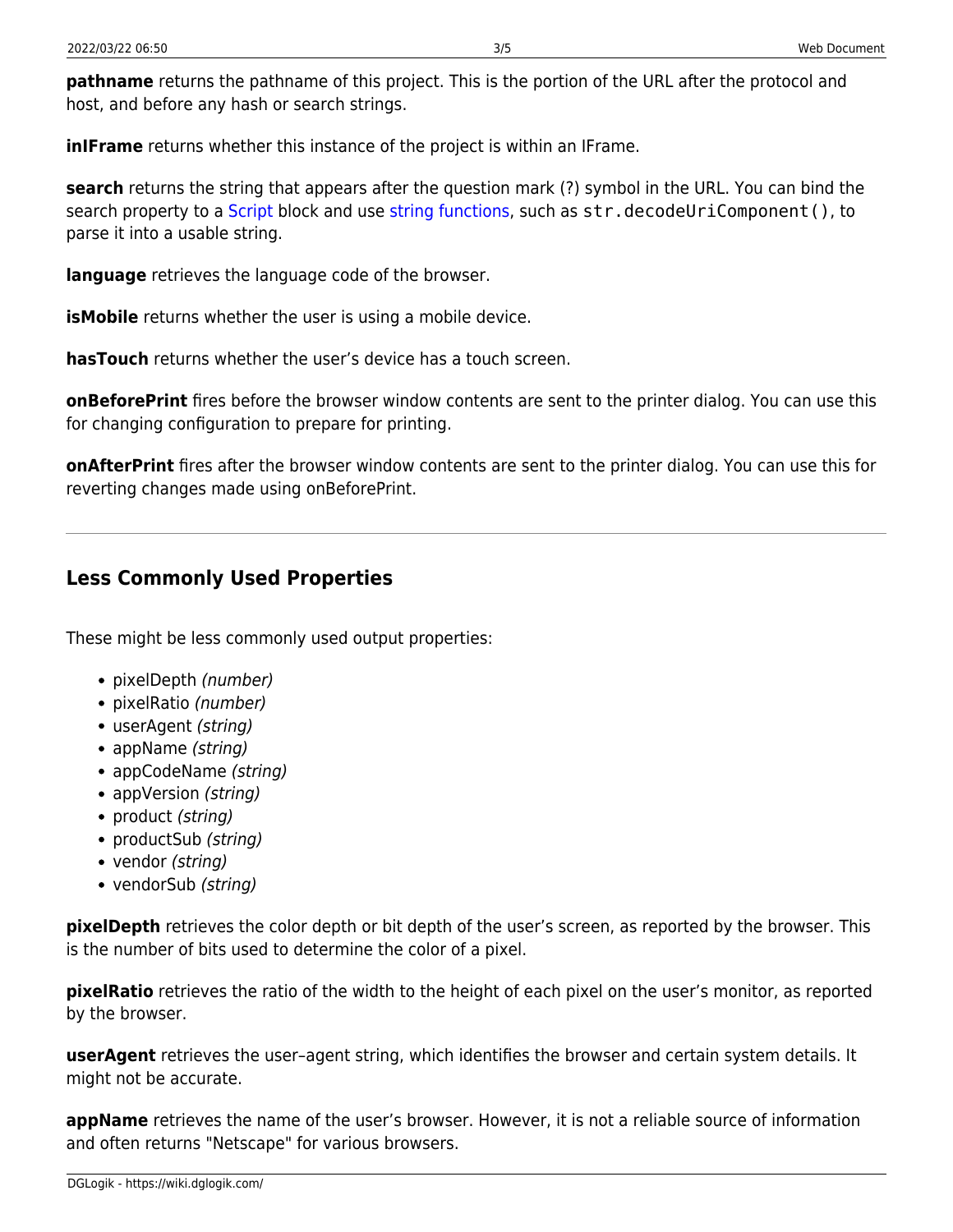**pathname** returns the pathname of this project. This is the portion of the URL after the protocol and host, and before any hash or search strings.

**inIFrame** returns whether this instance of the project is within an IFrame.

**search** returns the string that appears after the question mark (?) symbol in the URL. You can bind the search property to a Script block and use string functions, such as `str.decodeUriComponent()`, to parse it into a usable string.

**language** retrieves the language code of the browser.

**isMobile** returns whether the user is using a mobile device.

**hasTouch** returns whether the user's device has a touch screen.

**onBeforePrint** fires before the browser window contents are sent to the printer dialog. You can use this for changing configuration to prepare for printing.

**onAfterPrint** fires after the browser window contents are sent to the printer dialog. You can use this for reverting changes made using onBeforePrint.

---

## Less Commonly Used Properties

These might be less commonly used output properties:

- pixelDepth *(number)*
- pixelRatio *(number)*
- userAgent *(string)*
- appName *(string)*
- appCodeName *(string)*
- appVersion *(string)*
- product *(string)*
- productSub *(string)*
- vendor *(string)*
- vendorSub *(string)*

**pixelDepth** retrieves the color depth or bit depth of the user's screen, as reported by the browser. This is the number of bits used to determine the color of a pixel.

**pixelRatio** retrieves the ratio of the width to the height of each pixel on the user's monitor, as reported by the browser.

**userAgent** retrieves the user–agent string, which identifies the browser and certain system details. It might not be accurate.

**appName** retrieves the name of the user's browser. However, it is not a reliable source of information and often returns "Netscape" for various browsers.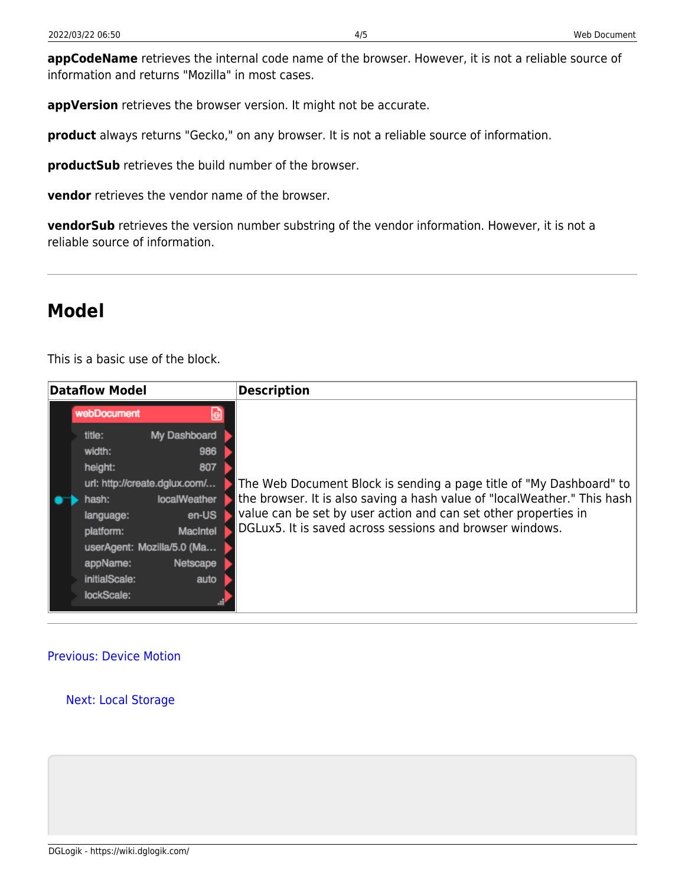**appCodeName** retrieves the internal code name of the browser. However, it is not a reliable source of information and returns "Mozilla" in most cases.

**appVersion** retrieves the browser version. It might not be accurate.

**product** always returns "Gecko," on any browser. It is not a reliable source of information.

**productSub** retrieves the build number of the browser.

**vendor** retrieves the vendor name of the browser.

**vendorSub** retrieves the version number substring of the vendor information. However, it is not a reliable source of information.

---

## Model

This is a basic use of the block.

| Dataflow Model | Description |
| --- | --- |
| webDocument<br>title: My Dashboard<br>width: 986<br>height: 807<br>url: http://create.dglux.com/...<br>hash: localWeather<br>language: en-US<br>platform: MacIntel<br>userAgent: Mozilla/5.0 (Ma...<br>appName: Netscape<br>initialScale: auto<br>lockScale: | The Web Document Block is sending a page title of "My Dashboard" to the browser. It is also saving a hash value of "localWeather." This hash value can be set by user action and can set other properties in DGLux5. It is saved across sessions and browser windows. |

---

Previous: Device Motion

Next: Local Storage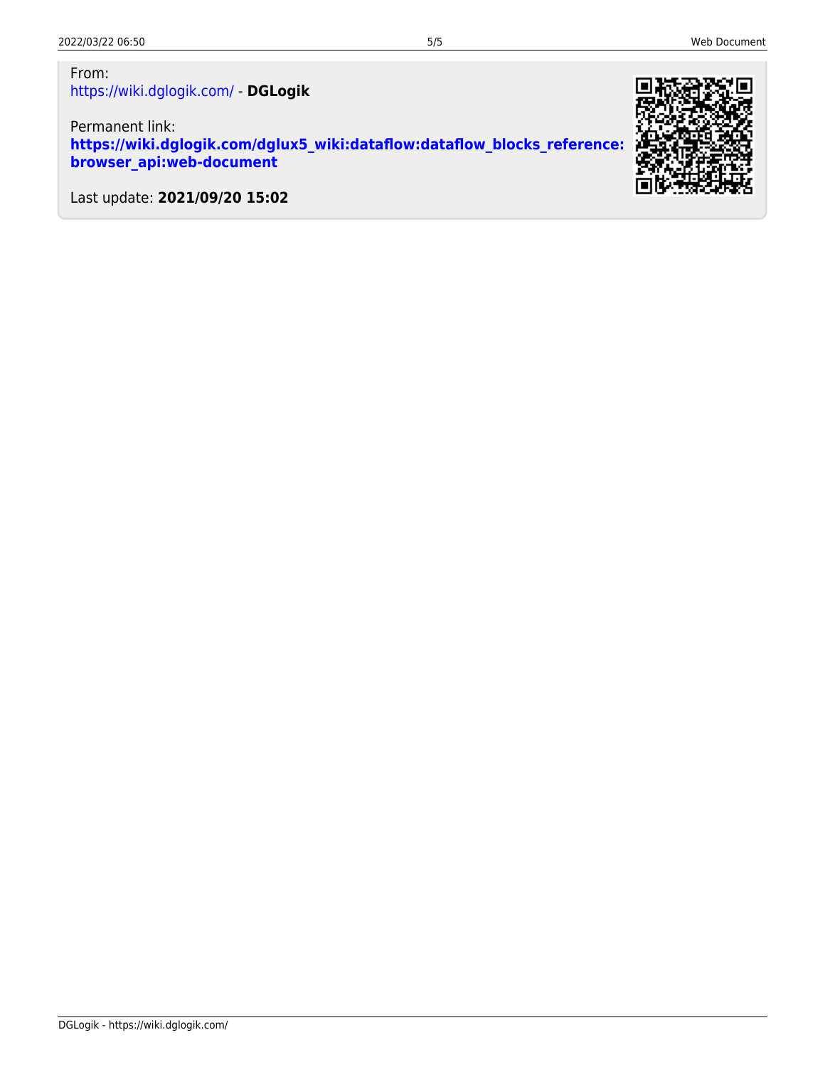From:
https://wiki.dglogik.com/ - **DGLogik**

Permanent link:
**https://wiki.dglogik.com/dglux5_wiki:dataflow:dataflow_blocks_reference:browser_api:web-document**

Last update: **2021/09/20 15:02**